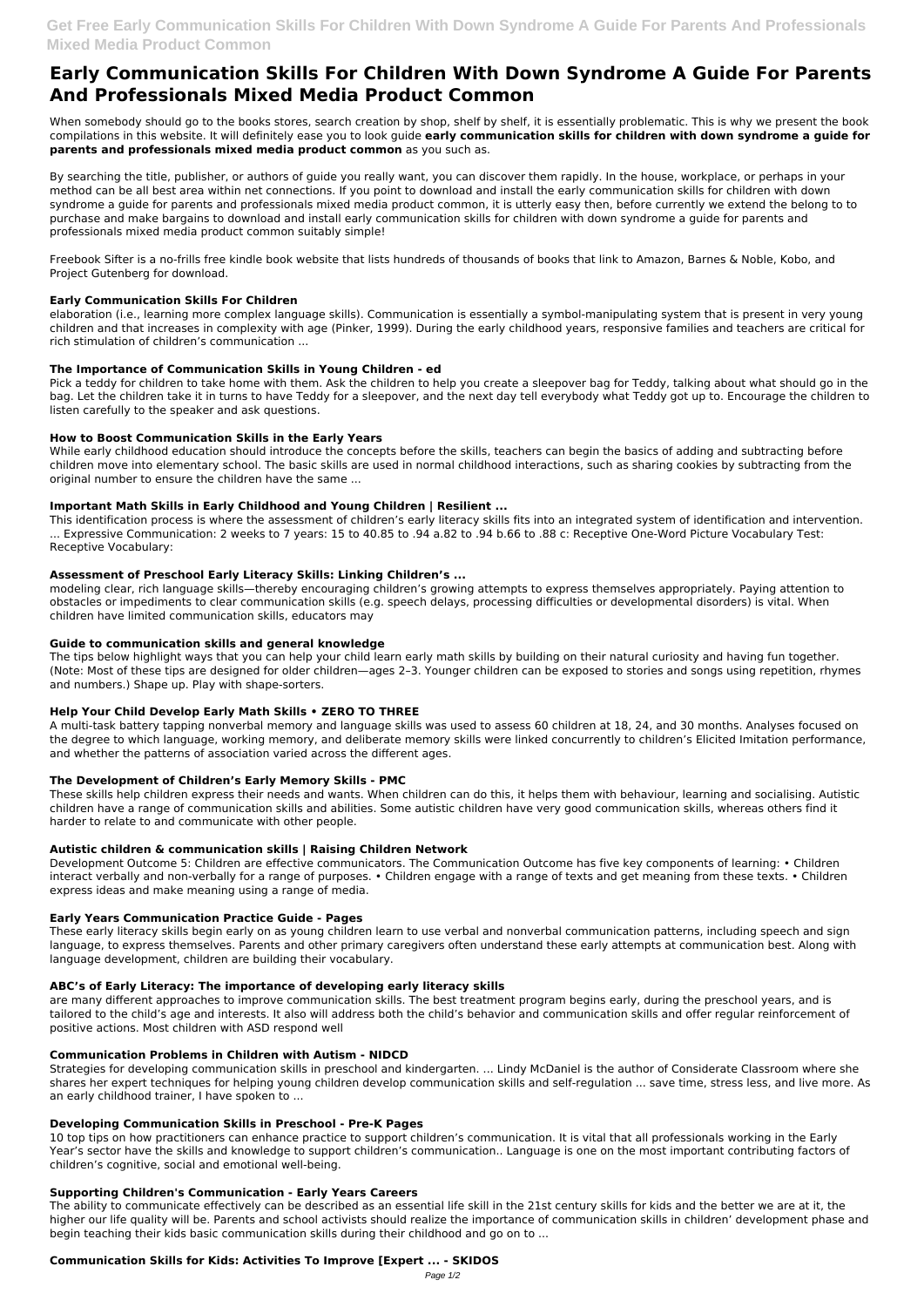# Early Communication Skills For Children With Down Syndrome A Guide For Parents And Professionals Mixed Media Product Common

When somebody should go to the books stores, search creation by shop, shelf by shelf, it is essentially problematic. This is why we present the book compilations in this website. It will definitely ease you to look guide **early communication skills for children with down syndrome a guide for parents and professionals mixed media product common** as you such as.

By searching the title, publisher, or authors of guide you really want, you can discover them rapidly. In the house, workplace, or perhaps in your method can be all best area within net connections. If you point to download and install the early communication skills for children with down syndrome a guide for parents and professionals mixed media product common, it is utterly easy then, before currently we extend the belong to to purchase and make bargains to download and install early communication skills for children with down syndrome a guide for parents and professionals mixed media product common suitably simple!

Freebook Sifter is a no-frills free kindle book website that lists hundreds of thousands of books that link to Amazon, Barnes & Noble, Kobo, and Project Gutenberg for download.

### Early Communication Skills For Children

elaboration (i.e., learning more complex language skills). Communication is essentially a symbol-manipulating system that is present in very young children and that increases in complexity with age (Pinker, 1999). During the early childhood years, responsive families and teachers are critical for rich stimulation of children's communication ...

### The Importance of Communication Skills in Young Children - ed

Pick a teddy for children to take home with them. Ask the children to help you create a sleepover bag for Teddy, talking about what should go in the bag. Let the children take it in turns to have Teddy for a sleepover, and the next day tell everybody what Teddy got up to. Encourage the children to listen carefully to the speaker and ask questions.

### How to Boost Communication Skills in the Early Years

While early childhood education should introduce the concepts before the skills, teachers can begin the basics of adding and subtracting before children move into elementary school. The basic skills are used in normal childhood interactions, such as sharing cookies by subtracting from the original number to ensure the children have the same ...

### Important Math Skills in Early Childhood and Young Children | Resilient ...

This identification process is where the assessment of children's early literacy skills fits into an integrated system of identification and intervention. ... Expressive Communication: 2 weeks to 7 years: 15 to 40.85 to .94 a.82 to .94 b.66 to .88 c: Receptive One-Word Picture Vocabulary Test: Receptive Vocabulary:

### Assessment of Preschool Early Literacy Skills: Linking Children's ...

modeling clear, rich language skills—thereby encouraging children's growing attempts to express themselves appropriately. Paying attention to obstacles or impediments to clear communication skills (e.g. speech delays, processing difficulties or developmental disorders) is vital. When children have limited communication skills, educators may

### Guide to communication skills and general knowledge

The tips below highlight ways that you can help your child learn early math skills by building on their natural curiosity and having fun together. (Note: Most of these tips are designed for older children—ages 2–3. Younger children can be exposed to stories and songs using repetition, rhymes and numbers.) Shape up. Play with shape-sorters.

### Help Your Child Develop Early Math Skills • ZERO TO THREE

A multi-task battery tapping nonverbal memory and language skills was used to assess 60 children at 18, 24, and 30 months. Analyses focused on the degree to which language, working memory, and deliberate memory skills were linked concurrently to children's Elicited Imitation performance, and whether the patterns of association varied across the different ages.

### The Development of Children's Early Memory Skills - PMC

These skills help children express their needs and wants. When children can do this, it helps them with behaviour, learning and socialising. Autistic children have a range of communication skills and abilities. Some autistic children have very good communication skills, whereas others find it harder to relate to and communicate with other people.

### Autistic children & communication skills | Raising Children Network

Development Outcome 5: Children are effective communicators. The Communication Outcome has five key components of learning: • Children interact verbally and non-verbally for a range of purposes. • Children engage with a range of texts and get meaning from these texts. • Children express ideas and make meaning using a range of media.

### Early Years Communication Practice Guide - Pages

These early literacy skills begin early on as young children learn to use verbal and nonverbal communication patterns, including speech and sign language, to express themselves. Parents and other primary caregivers often understand these early attempts at communication best. Along with language development, children are building their vocabulary.

### ABC's of Early Literacy: The importance of developing early literacy skills

are many different approaches to improve communication skills. The best treatment program begins early, during the preschool years, and is tailored to the child's age and interests. It also will address both the child's behavior and communication skills and offer regular reinforcement of positive actions. Most children with ASD respond well

### Communication Problems in Children with Autism - NIDCD

Strategies for developing communication skills in preschool and kindergarten. ... Lindy McDaniel is the author of Considerate Classroom where she shares her expert techniques for helping young children develop communication skills and self-regulation ... save time, stress less, and live more. As an early childhood trainer, I have spoken to ...

### Developing Communication Skills in Preschool - Pre-K Pages

10 top tips on how practitioners can enhance practice to support children's communication. It is vital that all professionals working in the Early Year's sector have the skills and knowledge to support children's communication.. Language is one on the most important contributing factors of children's cognitive, social and emotional well-being.

### Supporting Children's Communication - Early Years Careers

The ability to communicate effectively can be described as an essential life skill in the 21st century skills for kids and the better we are at it, the higher our life quality will be. Parents and school activists should realize the importance of communication skills in children' development phase and begin teaching their kids basic communication skills during their childhood and go on to ...

### Communication Skills for Kids: Activities To Improve [Expert ... - SKIDOS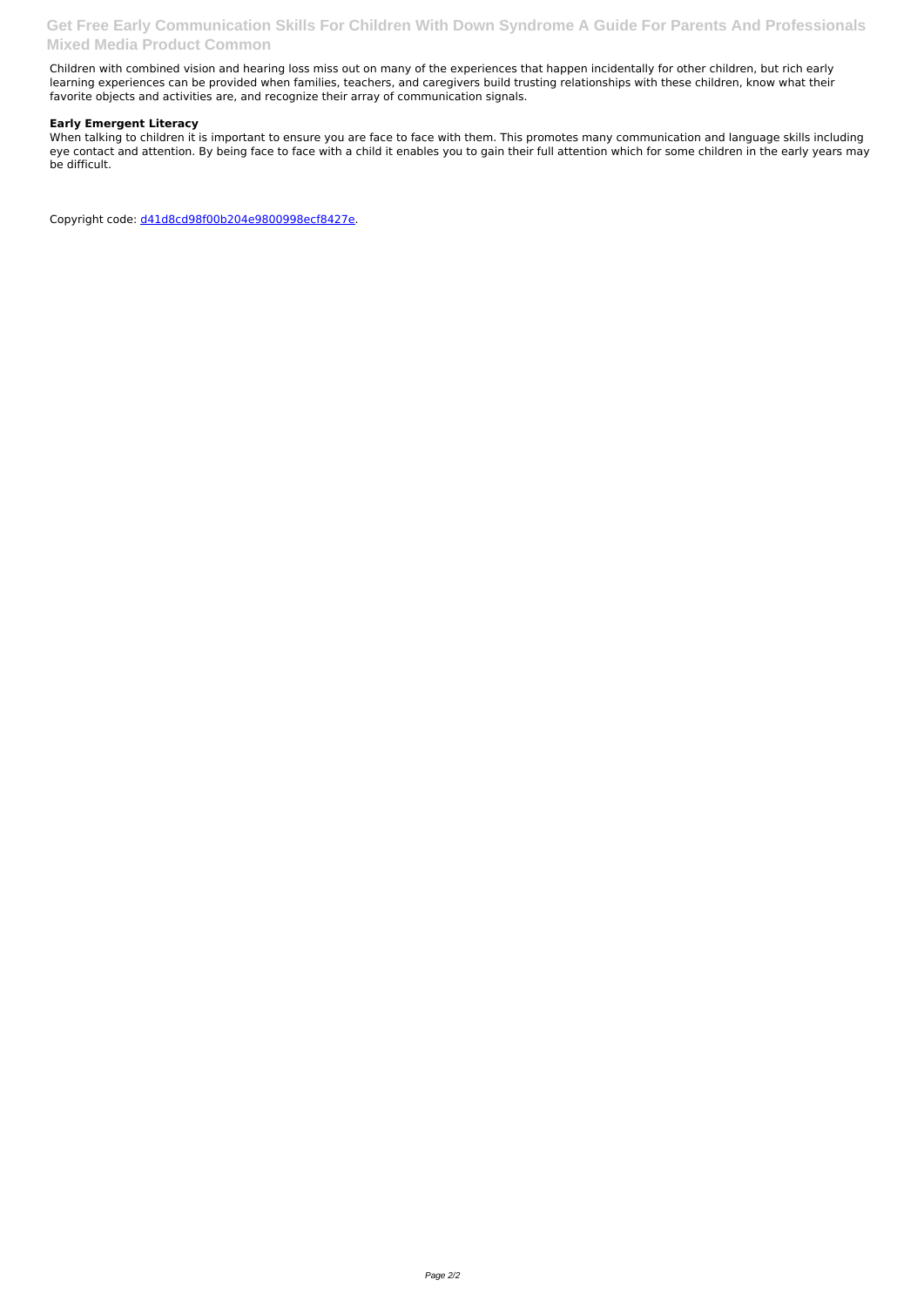Children with combined vision and hearing loss miss out on many of the experiences that happen incidentally for other children, but rich early learning experiences can be provided when families, teachers, and caregivers build trusting relationships with these children, know what their favorite objects and activities are, and recognize their array of communication signals.

**Early Emergent Literacy**

When talking to children it is important to ensure you are face to face with them. This promotes many communication and language skills including eye contact and attention. By being face to face with a child it enables you to gain their full attention which for some children in the early years may be difficult.

Copyright code: d41d8cd98f00b204e9800998ecf8427e.